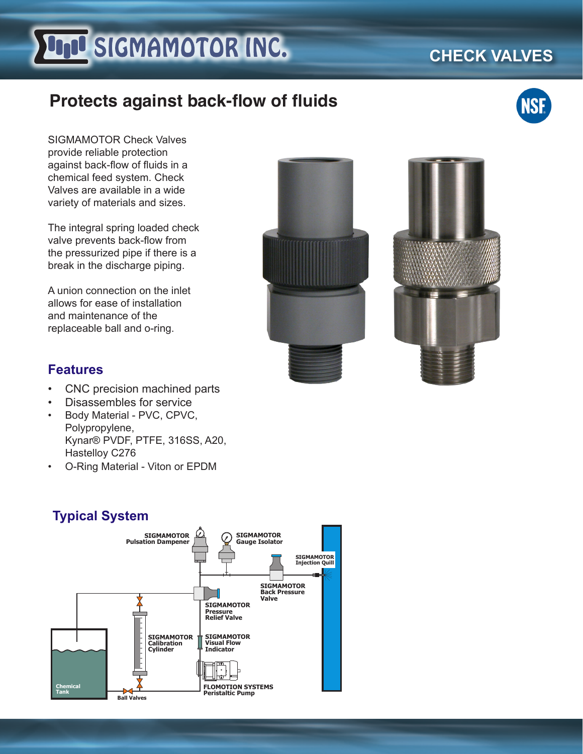# SIGMAMOTOR INC.

## CHECK VALVES

## Protects against back-flow of fluids

SIGMAMOTOR Check Valves provide reliable protection against back-flow of fluids in a chemical feed system. Check Valves are available in a wide variety of materials and sizes.

The integral spring loaded check valve prevents back-flow from the pressurized pipe if there is a break in the discharge piping.

A union connection on the inlet allows for ease of installation and maintenance of the replaceable ball and o-ring.

### Features

- CNC precision machined parts
- Disassembles for service
- Body Material - PVC, CPVC, Polypropylene, Kynar® PVDF, PTFE, 316SS, A20, Hastelloy C276
- O-Ring Material - Viton or EPDM

### Typical System

SIGMAMOTOR Pulsation Dampener

SIGMAMOTOR Gauge Isolator

SIGMAMOTOR Injection Quill

SIGMAMOTOR Back Pressure Valve

SIGMAMOTOR Pressure Relief Valve

SIGMAMOTOR Calibration Cylinder

SIGMAMOTOR Visual Flow Indicator

FLOMOTION SYSTEMS Peristaltic Pump

Chemical Tank

Ball Valves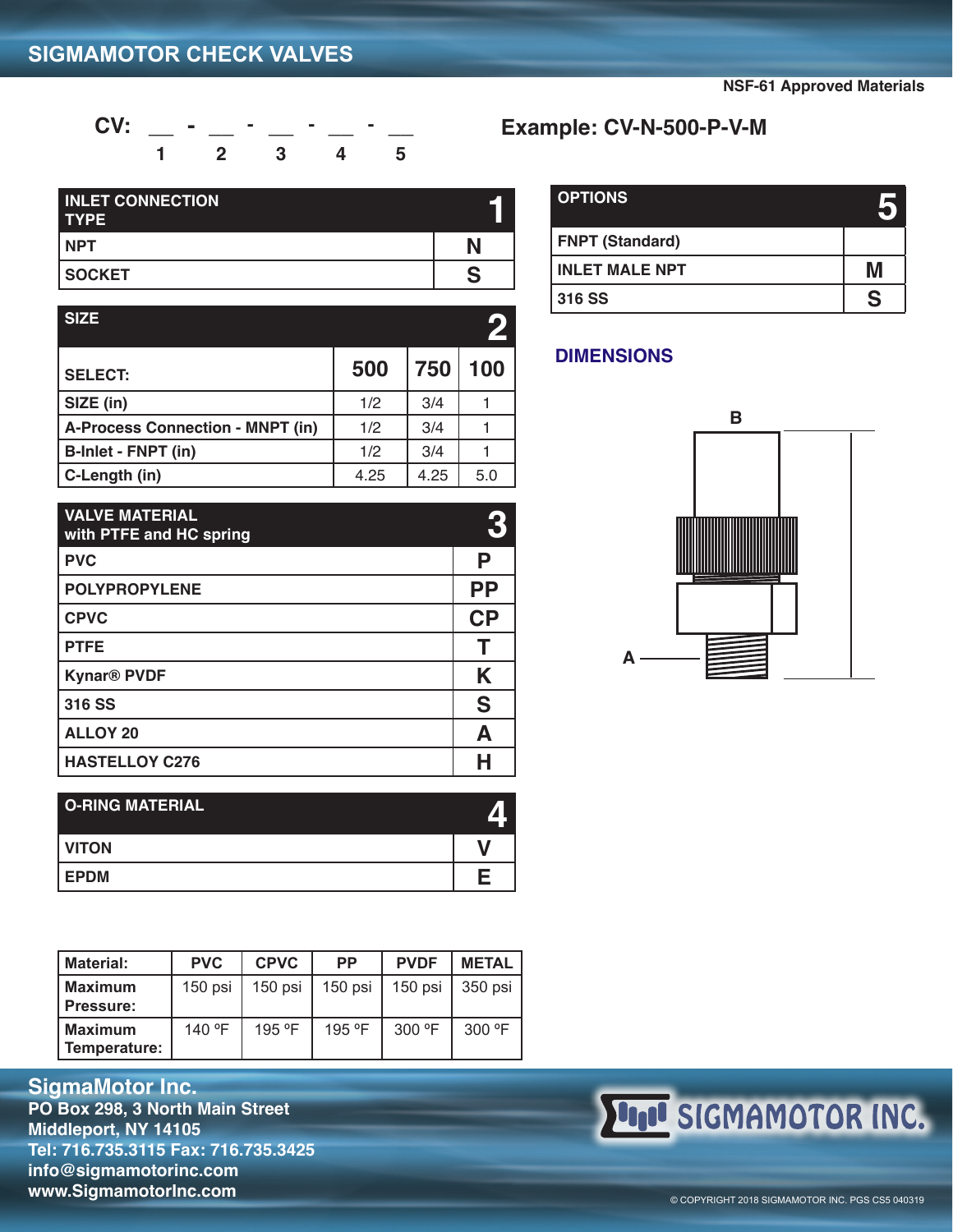## SIGMAMOTOR CHECK VALVES

NSF-61 Approved Materials

**CV: __ - __ - __ - __ - __**
1 2 3 4 5

**Example: CV-N-500-P-V-M**

| INLET CONNECTION TYPE | 1 |
|---|---|
| NPT | N |
| SOCKET | S |

| SIZE | | | 2 |
|---|---|---|---|
| SELECT: | 500 | 750 | 100 |
| SIZE (in) | 1/2 | 3/4 | 1 |
| A-Process Connection - MNPT (in) | 1/2 | 3/4 | 1 |
| B-Inlet - FNPT (in) | 1/2 | 3/4 | 1 |
| C-Length (in) | 4.25 | 4.25 | 5.0 |

| VALVE MATERIAL with PTFE and HC spring | 3 |
|---|---|
| PVC | P |
| POLYPROPYLENE | PP |
| CPVC | CP |
| PTFE | T |
| Kynar® PVDF | K |
| 316 SS | S |
| ALLOY 20 | A |
| HASTELLOY C276 | H |

| O-RING MATERIAL | 4 |
|---|---|
| VITON | V |
| EPDM | E |

| OPTIONS | 5 |
|---|---|
| FNPT (Standard) | |
| INLET MALE NPT | M |
| 316 SS | S |

### DIMENSIONS

B

A

| Material: | PVC | CPVC | PP | PVDF | METAL |
|---|---|---|---|---|---|
| Maximum Pressure: | 150 psi | 150 psi | 150 psi | 150 psi | 350 psi |
| Maximum Temperature: | 140 ºF | 195 ºF | 195 ºF | 300 ºF | 300 ºF |

**SigmaMotor Inc.**
**PO Box 298, 3 North Main Street**
**Middleport, NY 14105**
**Tel: 716.735.3115 Fax: 716.735.3425**
**info@sigmamotorinc.com**
**www.SigmamotorInc.com**

SIGMAMOTOR INC.

© COPYRIGHT 2018 SIGMAMOTOR INC. PGS CS5 040319